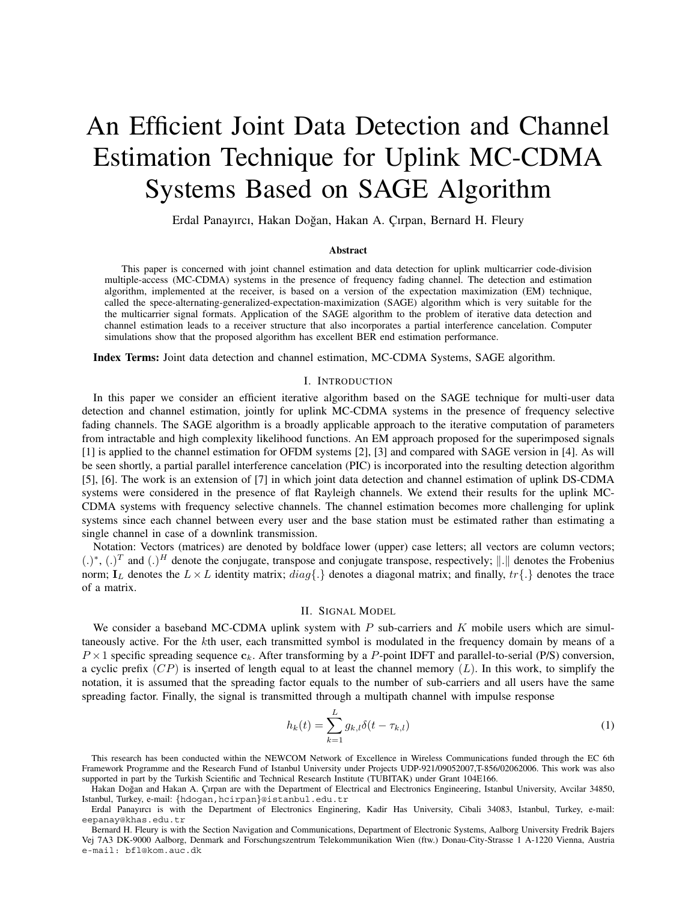# An Efficient Joint Data Detection and Channel Estimation Technique for Uplink MC-CDMA Systems Based on SAGE Algorithm

Erdal Panayırcı, Hakan Doğan, Hakan A. Çırpan, Bernard H. Fleury

### Abstract

This paper is concerned with joint channel estimation and data detection for uplink multicarrier code-division multiple-access (MC-CDMA) systems in the presence of frequency fading channel. The detection and estimation algorithm, implemented at the receiver, is based on a version of the expectation maximization (EM) technique, called the spece-alternating-generalized-expectation-maximization (SAGE) algorithm which is very suitable for the the multicarrier signal formats. Application of the SAGE algorithm to the problem of iterative data detection and channel estimation leads to a receiver structure that also incorporates a partial interference cancelation. Computer simulations show that the proposed algorithm has excellent BER end estimation performance.

**Index Terms:** Joint data detection and channel estimation, MC-CDMA Systems, SAGE algorithm.

## I. Introduction

In this paper we consider an efficient iterative algorithm based on the SAGE technique for multi-user data detection and channel estimation, jointly for uplink MC-CDMA systems in the presence of frequency selective fading channels. The SAGE algorithm is a broadly applicable approach to the iterative computation of parameters from intractable and high complexity likelihood functions. An EM approach proposed for the superimposed signals [1] is applied to the channel estimation for OFDM systems [2], [3] and compared with SAGE version in [4]. As will be seen shortly, a partial parallel interference cancelation (PIC) is incorporated into the resulting detection algorithm [5], [6]. The work is an extension of [7] in which joint data detection and channel estimation of uplink DS-CDMA systems were considered in the presence of flat Rayleigh channels. We extend their results for the uplink MC-CDMA systems with frequency selective channels. The channel estimation becomes more challenging for uplink systems since each channel between every user and the base station must be estimated rather than estimating a single channel in case of a downlink transmission.

Notation: Vectors (matrices) are denoted by boldface lower (upper) case letters; all vectors are column vectors; $(.)^*$, $(.)^T$ and $(.)^H$ denote the conjugate, transpose and conjugate transpose, respectively; $\|.\|$ denotes the Frobenius norm; $\mathbf{I}_L$ denotes the $L \times L$ identity matrix; $diag\{.\}$ denotes a diagonal matrix; and finally, $tr\{.\}$ denotes the trace of a matrix.

## II. Signal Model

We consider a baseband MC-CDMA uplink system with $P$ sub-carriers and $K$ mobile users which are simultaneously active. For the $k$th user, each transmitted symbol is modulated in the frequency domain by means of a $P \times 1$ specific spreading sequence $\mathbf{c}_k$. After transforming by a $P$-point IDFT and parallel-to-serial (P/S) conversion, a cyclic prefix $(CP)$ is inserted of length equal to at least the channel memory $(L)$. In this work, to simplify the notation, it is assumed that the spreading factor equals to the number of sub-carriers and all users have the same spreading factor. Finally, the signal is transmitted through a multipath channel with impulse response

$$h_k(t) = \sum_{k=1}^{L} g_{k,l}\delta(t - \tau_{k,l}) \tag{1}$$

This research has been conducted within the NEWCOM Network of Excellence in Wireless Communications funded through the EC 6th Framework Programme and the Research Fund of Istanbul University under Projects UDP-921/09052007,T-856/02062006. This work was also supported in part by the Turkish Scientific and Technical Research Institute (TUBITAK) under Grant 104E166.

Hakan Doğan and Hakan A. Çırpan are with the Department of Electrical and Electronics Engineering, Istanbul University, Avcilar 34850, Istanbul, Turkey, e-mail: {hdogan,hcirpan}@istanbul.edu.tr

Erdal Panayırcı is with the Department of Electronics Enginering, Kadir Has University, Cibali 34083, Istanbul, Turkey, e-mail: eepanay@khas.edu.tr

Bernard H. Fleury is with the Section Navigation and Communications, Department of Electronic Systems, Aalborg University Fredrik Bajers Vej 7A3 DK-9000 Aalborg, Denmark and Forschungszentrum Telekommunikation Wien (ftw.) Donau-City-Strasse 1 A-1220 Vienna, Austria e-mail: bfl@kom.auc.dk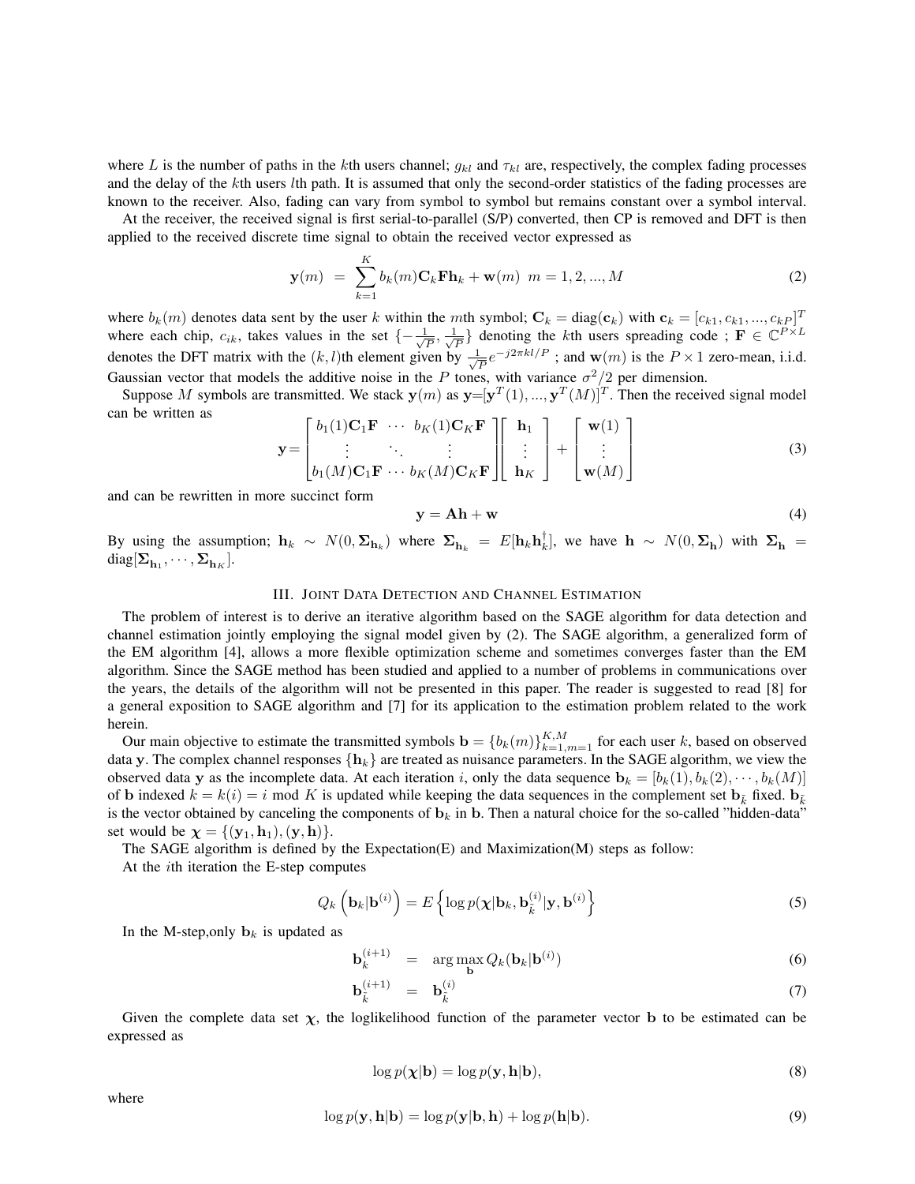where $L$ is the number of paths in the $k$th users channel; $g_{kl}$ and $\tau_{kl}$ are, respectively, the complex fading processes and the delay of the $k$th users $l$th path. It is assumed that only the second-order statistics of the fading processes are known to the receiver. Also, fading can vary from symbol to symbol but remains constant over a symbol interval.

At the receiver, the received signal is first serial-to-parallel (S/P) converted, then CP is removed and DFT is then applied to the received discrete time signal to obtain the received vector expressed as

$$\mathbf{y}(m) = \sum_{k=1}^{K} b_k(m)\mathbf{C}_k\mathbf{F}\mathbf{h}_k + \mathbf{w}(m) \quad m = 1, 2, ..., M \tag{2}$$

where $b_k(m)$ denotes data sent by the user $k$ within the $m$th symbol; $\mathbf{C}_k = \text{diag}(\mathbf{c}_k)$ with $\mathbf{c}_k = [c_{k1}, c_{k1}, ..., c_{kP}]^T$ where each chip, $c_{ik}$, takes values in the set $\{-\frac{1}{\sqrt{P}}, \frac{1}{\sqrt{P}}\}$ denoting the $k$th users spreading code ; $\mathbf{F} \in \mathbb{C}^{P\times L}$ denotes the DFT matrix with the $(k,l)$th element given by $\frac{1}{\sqrt{P}}e^{-j2\pi kl/P}$ ; and $\mathbf{w}(m)$ is the $P \times 1$ zero-mean, i.i.d. Gaussian vector that models the additive noise in the $P$ tones, with variance $\sigma^2/2$ per dimension.

Suppose $M$ symbols are transmitted. We stack $\mathbf{y}(m)$ as $\mathbf{y}$=$[\mathbf{y}^T(1), ..., \mathbf{y}^T(M)]^T$. Then the received signal model can be written as

$$\mathbf{y} = \begin{bmatrix} b_1(1)\mathbf{C}_1\mathbf{F} & \cdots & b_K(1)\mathbf{C}_K\mathbf{F} \\ \vdots & \ddots & \vdots \\ b_1(M)\mathbf{C}_1\mathbf{F} & \cdots & b_K(M)\mathbf{C}_K\mathbf{F} \end{bmatrix} \begin{bmatrix} \mathbf{h}_1 \\ \vdots \\ \mathbf{h}_K \end{bmatrix} + \begin{bmatrix} \mathbf{w}(1) \\ \vdots \\ \mathbf{w}(M) \end{bmatrix} \tag{3}$$

and can be rewritten in more succinct form

$$\mathbf{y} = \mathbf{A}\mathbf{h} + \mathbf{w} \tag{4}$$

By using the assumption; $\mathbf{h}_k \sim N(0, \mathbf{\Sigma}_{\mathbf{h}_k})$ where $\mathbf{\Sigma}_{\mathbf{h}_k} = E[\mathbf{h}_k\mathbf{h}_k^{\dagger}]$, we have $\mathbf{h} \sim N(0, \mathbf{\Sigma}_{\mathbf{h}})$ with $\mathbf{\Sigma}_{\mathbf{h}} = \text{diag}[\mathbf{\Sigma}_{\mathbf{h}_1}, \cdots, \mathbf{\Sigma}_{\mathbf{h}_K}]$.

## III. Joint Data Detection and Channel Estimation

The problem of interest is to derive an iterative algorithm based on the SAGE algorithm for data detection and channel estimation jointly employing the signal model given by (2). The SAGE algorithm, a generalized form of the EM algorithm [4], allows a more flexible optimization scheme and sometimes converges faster than the EM algorithm. Since the SAGE method has been studied and applied to a number of problems in communications over the years, the details of the algorithm will not be presented in this paper. The reader is suggested to read [8] for a general exposition to SAGE algorithm and [7] for its application to the estimation problem related to the work herein.

Our main objective to estimate the transmitted symbols $\mathbf{b} = \{b_k(m)\}_{k=1,m=1}^{K,M}$ for each user $k$, based on observed data $\mathbf{y}$. The complex channel responses $\{\mathbf{h}_k\}$ are treated as nuisance parameters. In the SAGE algorithm, we view the observed data $\mathbf{y}$ as the incomplete data. At each iteration $i$, only the data sequence $\mathbf{b}_k = [b_k(1), b_k(2), \cdots, b_k(M)]$ of $\mathbf{b}$ indexed $k = k(i) = i \bmod K$ is updated while keeping the data sequences in the complement set $\mathbf{b}_{\tilde{k}}$ fixed. $\mathbf{b}_{\tilde{k}}$ is the vector obtained by canceling the components of $\mathbf{b}_k$ in $\mathbf{b}$. Then a natural choice for the so-called "hidden-data" set would be $\boldsymbol{\chi} = \{(\mathbf{y}_1, \mathbf{h}_1), (\mathbf{y}, \mathbf{h})\}$.

The SAGE algorithm is defined by the Expectation(E) and Maximization(M) steps as follow:

At the $i$th iteration the E-step computes

$$Q_k\left(\mathbf{b}_k|\mathbf{b}^{(i)}\right) = E\left\{\log p(\boldsymbol{\chi}|\mathbf{b}_k, \mathbf{b}_{\tilde{k}}^{(i)}|\mathbf{y}, \mathbf{b}^{(i)}\right\} \tag{5}$$

In the M-step,only $\mathbf{b}_k$ is updated as

$$\mathbf{b}_k^{(i+1)} = \arg\max_{\mathbf{b}} Q_k(\mathbf{b}_k|\mathbf{b}^{(i)}) \tag{6}$$

$$\mathbf{b}_{\tilde{k}}^{(i+1)} = \mathbf{b}_{\tilde{k}}^{(i)} \tag{7}$$

Given the complete data set $\boldsymbol{\chi}$, the loglikelihood function of the parameter vector $\mathbf{b}$ to be estimated can be expressed as

$$\log p(\boldsymbol{\chi}|\mathbf{b}) = \log p(\mathbf{y}, \mathbf{h}|\mathbf{b}), \tag{8}$$

where

$$\log p(\mathbf{y}, \mathbf{h}|\mathbf{b}) = \log p(\mathbf{y}|\mathbf{b}, \mathbf{h}) + \log p(\mathbf{h}|\mathbf{b}). \tag{9}$$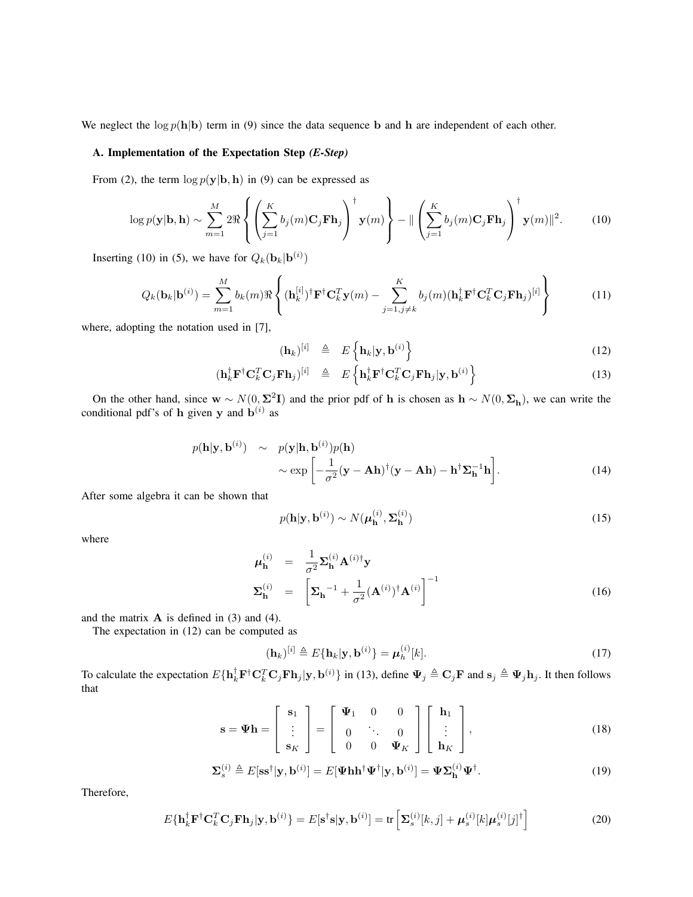We neglect the $\log p(\mathbf{h}|\mathbf{b})$ term in (9) since the data sequence $\mathbf{b}$ and $\mathbf{h}$ are independent of each other.

### A. Implementation of the Expectation Step *(E-Step)*

From (2), the term $\log p(\mathbf{y}|\mathbf{b}, \mathbf{h})$ in (9) can be expressed as

$$\log p(\mathbf{y}|\mathbf{b}, \mathbf{h}) \sim \sum_{m=1}^{M} 2\Re\left\{ \left( \sum_{j=1}^{K} b_j(m)\mathbf{C}_j\mathbf{F}\mathbf{h}_j \right)^{\dagger} \mathbf{y}(m) \right\} - \| \left( \sum_{j=1}^{K} b_j(m)\mathbf{C}_j\mathbf{F}\mathbf{h}_j \right)^{\dagger} \mathbf{y}(m) \|^2. \tag{10}$$

Inserting (10) in (5), we have for $Q_k(\mathbf{b}_k|\mathbf{b}^{(i)})$

$$Q_k(\mathbf{b}_k|\mathbf{b}^{(i)}) = \sum_{m=1}^{M} b_k(m)\Re\left\{ (\mathbf{h}_k^{[i]})^{\dagger}\mathbf{F}^{\dagger}\mathbf{C}_k^T\mathbf{y}(m) - \sum_{j=1, j\neq k}^{K} b_j(m)(\mathbf{h}_k^{\dagger}\mathbf{F}^{\dagger}\mathbf{C}_k^T\mathbf{C}_j\mathbf{F}\mathbf{h}_j)^{[i]} \right\} \tag{11}$$

where, adopting the notation used in [7],

$$(\mathbf{h}_k)^{[i]} \triangleq E\left\{\mathbf{h}_k|\mathbf{y}, \mathbf{b}^{(i)}\right\} \tag{12}$$

$$(\mathbf{h}_k^{\dagger}\mathbf{F}^{\dagger}\mathbf{C}_k^T\mathbf{C}_j\mathbf{F}\mathbf{h}_j)^{[i]} \triangleq E\left\{\mathbf{h}_k^{\dagger}\mathbf{F}^{\dagger}\mathbf{C}_k^T\mathbf{C}_j\mathbf{F}\mathbf{h}_j|\mathbf{y}, \mathbf{b}^{(i)}\right\} \tag{13}$$

On the other hand, since $\mathbf{w} \sim N(0, \mathbf{\Sigma}^2\mathbf{I})$ and the prior pdf of $\mathbf{h}$ is chosen as $\mathbf{h} \sim N(0, \mathbf{\Sigma}_{\mathbf{h}})$, we can write the conditional pdf's of $\mathbf{h}$ given $\mathbf{y}$ and $\mathbf{b}^{(i)}$ as

$$\begin{aligned} p(\mathbf{h}|\mathbf{y}, \mathbf{b}^{(i)}) \;\sim\; & p(\mathbf{y}|\mathbf{h}, \mathbf{b}^{(i)})p(\mathbf{h}) \\ & \sim \exp\left[ -\frac{1}{\sigma^2}(\mathbf{y} - \mathbf{A}\mathbf{h})^{\dagger}(\mathbf{y} - \mathbf{A}\mathbf{h}) - \mathbf{h}^{\dagger}\mathbf{\Sigma}_{\mathbf{h}}^{-1}\mathbf{h} \right]. \end{aligned} \tag{14}$$

After some algebra it can be shown that

$$p(\mathbf{h}|\mathbf{y}, \mathbf{b}^{(i)}) \sim N(\boldsymbol{\mu}_{\mathbf{h}}^{(i)}, \mathbf{\Sigma}_{\mathbf{h}}^{(i)}) \tag{15}$$

where

$$\begin{aligned} \boldsymbol{\mu}_{\mathbf{h}}^{(i)} &= \frac{1}{\sigma^2}\mathbf{\Sigma}_{\mathbf{h}}^{(i)}\mathbf{A}^{(i)\dagger}\mathbf{y} \\ \mathbf{\Sigma}_{\mathbf{h}}^{(i)} &= \left[ {\mathbf{\Sigma}_{\mathbf{h}}}^{-1} + \frac{1}{\sigma^2}(\mathbf{A}^{(i)})^{\dagger}\mathbf{A}^{(i)} \right]^{-1} \end{aligned} \tag{16}$$

and the matrix $\mathbf{A}$ is defined in (3) and (4).

The expectation in (12) can be computed as

$$(\mathbf{h}_k)^{[i]} \triangleq E\{\mathbf{h}_k|\mathbf{y}, \mathbf{b}^{(i)}\} = \boldsymbol{\mu}_h^{(i)}[k]. \tag{17}$$

To calculate the expectation $E\{\mathbf{h}_k^{\dagger}\mathbf{F}^{\dagger}\mathbf{C}_k^T\mathbf{C}_j\mathbf{F}\mathbf{h}_j|\mathbf{y}, \mathbf{b}^{(i)}\}$ in (13), define $\mathbf{\Psi}_j \triangleq \mathbf{C}_j\mathbf{F}$ and $\mathbf{s}_j \triangleq \mathbf{\Psi}_j\mathbf{h}_j$. It then follows that

$$\mathbf{s} = \mathbf{\Psi}\mathbf{h} = \begin{bmatrix} \mathbf{s}_1 \\ \vdots \\ \mathbf{s}_K \end{bmatrix} = \begin{bmatrix} \mathbf{\Psi}_1 & 0 & 0 \\ 0 & \ddots & 0 \\ 0 & 0 & \mathbf{\Psi}_K \end{bmatrix} \begin{bmatrix} \mathbf{h}_1 \\ \vdots \\ \mathbf{h}_K \end{bmatrix}, \tag{18}$$

$$\mathbf{\Sigma}_s^{(i)} \triangleq E[\mathbf{s}\mathbf{s}^{\dagger}|\mathbf{y}, \mathbf{b}^{(i)}] = E[\mathbf{\Psi}\mathbf{h}\mathbf{h}^{\dagger}\mathbf{\Psi}^{\dagger}|\mathbf{y}, \mathbf{b}^{(i)}] = \mathbf{\Psi}\mathbf{\Sigma}_{\mathbf{h}}^{(i)}\mathbf{\Psi}^{\dagger}. \tag{19}$$

Therefore,

$$E\{\mathbf{h}_k^{\dagger}\mathbf{F}^{\dagger}\mathbf{C}_k^T\mathbf{C}_j\mathbf{F}\mathbf{h}_j|\mathbf{y}, \mathbf{b}^{(i)}\} = E[\mathbf{s}^{\dagger}\mathbf{s}|\mathbf{y}, \mathbf{b}^{(i)}] = \mathrm{tr}\left[ \mathbf{\Sigma}_s^{(i)}[k, j] + \boldsymbol{\mu}_s^{(i)}[k]\boldsymbol{\mu}_s^{(i)}[j]^{\dagger} \right] \tag{20}$$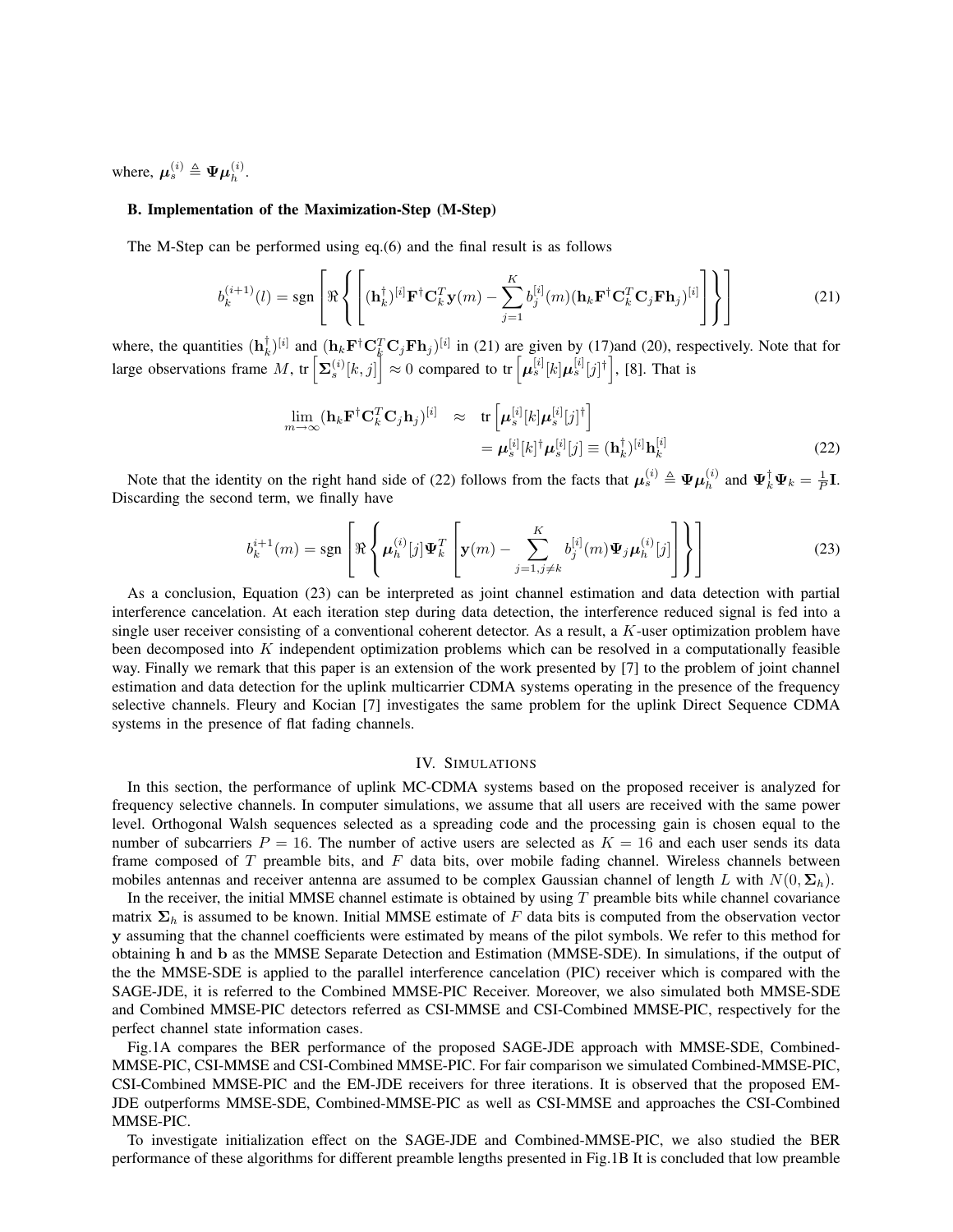where, $\boldsymbol{\mu}_s^{(i)} \triangleq \boldsymbol{\Psi}\boldsymbol{\mu}_h^{(i)}$.

### B. Implementation of the Maximization-Step (M-Step)

The M-Step can be performed using eq.(6) and the final result is as follows

$$b_k^{(i+1)}(l) = \text{sgn}\left[\Re\left\{\left[(\mathbf{h}_k^{\dagger})^{[i]}\mathbf{F}^{\dagger}\mathbf{C}_k^T\mathbf{y}(m) - \sum_{j=1}^{K} b_j^{[i]}(m)(\mathbf{h}_k\mathbf{F}^{\dagger}\mathbf{C}_k^T\mathbf{C}_j\mathbf{F}\mathbf{h}_j)^{[i]}\right]\right\}\right] \tag{21}$$

where, the quantities $(\mathbf{h}_k^{\dagger})^{[i]}$ and $(\mathbf{h}_k\mathbf{F}^{\dagger}\mathbf{C}_k^T\mathbf{C}_j\mathbf{F}\mathbf{h}_j)^{[i]}$ in (21) are given by (17)and (20), respectively. Note that for large observations frame $M$, $\text{tr}\left[\boldsymbol{\Sigma}_s^{(i)}[k,j]\right] \approx 0$ compared to $\text{tr}\left[\boldsymbol{\mu}_s^{[i]}[k]\boldsymbol{\mu}_s^{[i]}[j]^{\dagger}\right]$, [8]. That is

$$\begin{aligned}\lim_{m\to\infty}(\mathbf{h}_k\mathbf{F}^{\dagger}\mathbf{C}_k^T\mathbf{C}_j\mathbf{h}_j)^{[i]} &\approx \text{tr}\left[\boldsymbol{\mu}_s^{[i]}[k]\boldsymbol{\mu}_s^{[i]}[j]^{\dagger}\right] \\ &= \boldsymbol{\mu}_s^{[i]}[k]^{\dagger}\boldsymbol{\mu}_s^{[i]}[j] \equiv (\mathbf{h}_k^{\dagger})^{[i]}\mathbf{h}_k^{[i]}\end{aligned} \tag{22}$$

Note that the identity on the right hand side of (22) follows from the facts that $\boldsymbol{\mu}_s^{(i)} \triangleq \boldsymbol{\Psi}\boldsymbol{\mu}_h^{(i)}$ and $\boldsymbol{\Psi}_k^{\dagger}\boldsymbol{\Psi}_k = \frac{1}{P}\mathbf{I}$. Discarding the second term, we finally have

$$b_k^{i+1}(m) = \text{sgn}\left[\Re\left\{\boldsymbol{\mu}_h^{(i)}[j]\boldsymbol{\Psi}_k^T\left[\mathbf{y}(m) - \sum_{j=1,j\neq k}^{K} b_j^{[i]}(m)\boldsymbol{\Psi}_j\boldsymbol{\mu}_h^{(i)}[j]\right]\right\}\right] \tag{23}$$

As a conclusion, Equation (23) can be interpreted as joint channel estimation and data detection with partial interference cancelation. At each iteration step during data detection, the interference reduced signal is fed into a single user receiver consisting of a conventional coherent detector. As a result, a $K$-user optimization problem have been decomposed into $K$ independent optimization problems which can be resolved in a computationally feasible way. Finally we remark that this paper is an extension of the work presented by [7] to the problem of joint channel estimation and data detection for the uplink multicarrier CDMA systems operating in the presence of the frequency selective channels. Fleury and Kocian [7] investigates the same problem for the uplink Direct Sequence CDMA systems in the presence of flat fading channels.

## IV. Simulations

In this section, the performance of uplink MC-CDMA systems based on the proposed receiver is analyzed for frequency selective channels. In computer simulations, we assume that all users are received with the same power level. Orthogonal Walsh sequences selected as a spreading code and the processing gain is chosen equal to the number of subcarriers $P = 16$. The number of active users are selected as $K = 16$ and each user sends its data frame composed of $T$ preamble bits, and $F$ data bits, over mobile fading channel. Wireless channels between mobiles antennas and receiver antenna are assumed to be complex Gaussian channel of length $L$ with $N(0, \boldsymbol{\Sigma}_h)$.

In the receiver, the initial MMSE channel estimate is obtained by using $T$ preamble bits while channel covariance matrix $\boldsymbol{\Sigma}_h$ is assumed to be known. Initial MMSE estimate of $F$ data bits is computed from the observation vector $\mathbf{y}$ assuming that the channel coefficients were estimated by means of the pilot symbols. We refer to this method for obtaining $\mathbf{h}$ and $\mathbf{b}$ as the MMSE Separate Detection and Estimation (MMSE-SDE). In simulations, if the output of the the MMSE-SDE is applied to the parallel interference cancelation (PIC) receiver which is compared with the SAGE-JDE, it is referred to the Combined MMSE-PIC Receiver. Moreover, we also simulated both MMSE-SDE and Combined MMSE-PIC detectors referred as CSI-MMSE and CSI-Combined MMSE-PIC, respectively for the perfect channel state information cases.

Fig.1A compares the BER performance of the proposed SAGE-JDE approach with MMSE-SDE, Combined-MMSE-PIC, CSI-MMSE and CSI-Combined MMSE-PIC. For fair comparison we simulated Combined-MMSE-PIC, CSI-Combined MMSE-PIC and the EM-JDE receivers for three iterations. It is observed that the proposed EM-JDE outperforms MMSE-SDE, Combined-MMSE-PIC as well as CSI-MMSE and approaches the CSI-Combined MMSE-PIC.

To investigate initialization effect on the SAGE-JDE and Combined-MMSE-PIC, we also studied the BER performance of these algorithms for different preamble lengths presented in Fig.1B It is concluded that low preamble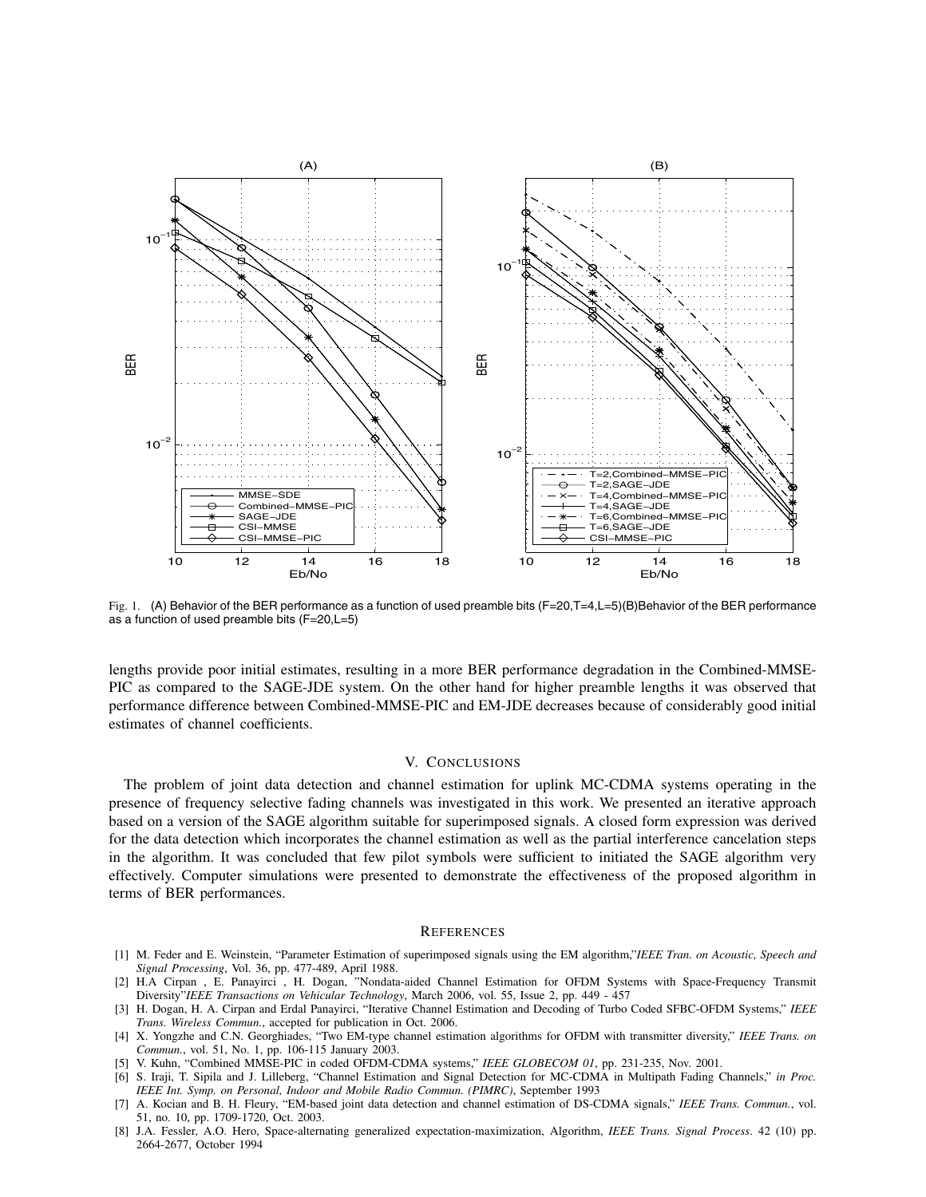(A)

BER

$10^{-1}$

$10^{-2}$

10 12 14 16 18

Eb/No

MMSE–SDE
Combined–MMSE–PIC
SAGE–JDE
CSI–MMSE
CSI–MMSE–PIC

(B)

BER

$10^{-1}$

$10^{-2}$

10 12 14 16 18

Eb/No

T=2,Combined–MMSE–PIC
T=2,SAGE–JDE
T=4,Combined–MMSE–PIC
T=4,SAGE–JDE
T=6,Combined–MMSE–PIC
T=6,SAGE–JDE
CSI–MMSE–PIC

Fig. 1. (A) Behavior of the BER performance as a function of used preamble bits (F=20,T=4,L=5)(B)Behavior of the BER performance as a function of used preamble bits (F=20,L=5)

lengths provide poor initial estimates, resulting in a more BER performance degradation in the Combined-MMSE-PIC as compared to the SAGE-JDE system. On the other hand for higher preamble lengths it was observed that performance difference between Combined-MMSE-PIC and EM-JDE decreases because of considerably good initial estimates of channel coefficients.

## V. Conclusions

The problem of joint data detection and channel estimation for uplink MC-CDMA systems operating in the presence of frequency selective fading channels was investigated in this work. We presented an iterative approach based on a version of the SAGE algorithm suitable for superimposed signals. A closed form expression was derived for the data detection which incorporates the channel estimation as well as the partial interference cancelation steps in the algorithm. It was concluded that few pilot symbols were sufficient to initiated the SAGE algorithm very effectively. Computer simulations were presented to demonstrate the effectiveness of the proposed algorithm in terms of BER performances.

## References

[1] M. Feder and E. Weinstein, "Parameter Estimation of superimposed signals using the EM algorithm,"*IEEE Tran. on Acoustic, Speech and Signal Processing*, Vol. 36, pp. 477-489, April 1988.

[2] H.A Cirpan , E. Panayirci , H. Dogan, "Nondata-aided Channel Estimation for OFDM Systems with Space-Frequency Transmit Diversity"*IEEE Transactions on Vehicular Technology*, March 2006, vol. 55, Issue 2, pp. 449 - 457

[3] H. Dogan, H. A. Cirpan and Erdal Panayirci, "Iterative Channel Estimation and Decoding of Turbo Coded SFBC-OFDM Systems," *IEEE Trans. Wireless Commun.*, accepted for publication in Oct. 2006.

[4] X. Yongzhe and C.N. Georghiades, "Two EM-type channel estimation algorithms for OFDM with transmitter diversity," *IEEE Trans. on Commun.*, vol. 51, No. 1, pp. 106-115 January 2003.

[5] V. Kuhn, "Combined MMSE-PIC in coded OFDM-CDMA systems," *IEEE GLOBECOM 01*, pp. 231-235, Nov. 2001.

[6] S. Iraji, T. Sipila and J. Lilleberg, "Channel Estimation and Signal Detection for MC-CDMA in Multipath Fading Channels," *in Proc. IEEE Int. Symp. on Personal, Indoor and Mobile Radio Commun. (PIMRC)*, September 1993

[7] A. Kocian and B. H. Fleury, "EM-based joint data detection and channel estimation of DS-CDMA signals," *IEEE Trans. Commun.*, vol. 51, no. 10, pp. 1709-1720, Oct. 2003.

[8] J.A. Fessler, A.O. Hero, Space-alternating generalized expectation-maximization, Algorithm, *IEEE Trans. Signal Process*. 42 (10) pp. 2664-2677, October 1994